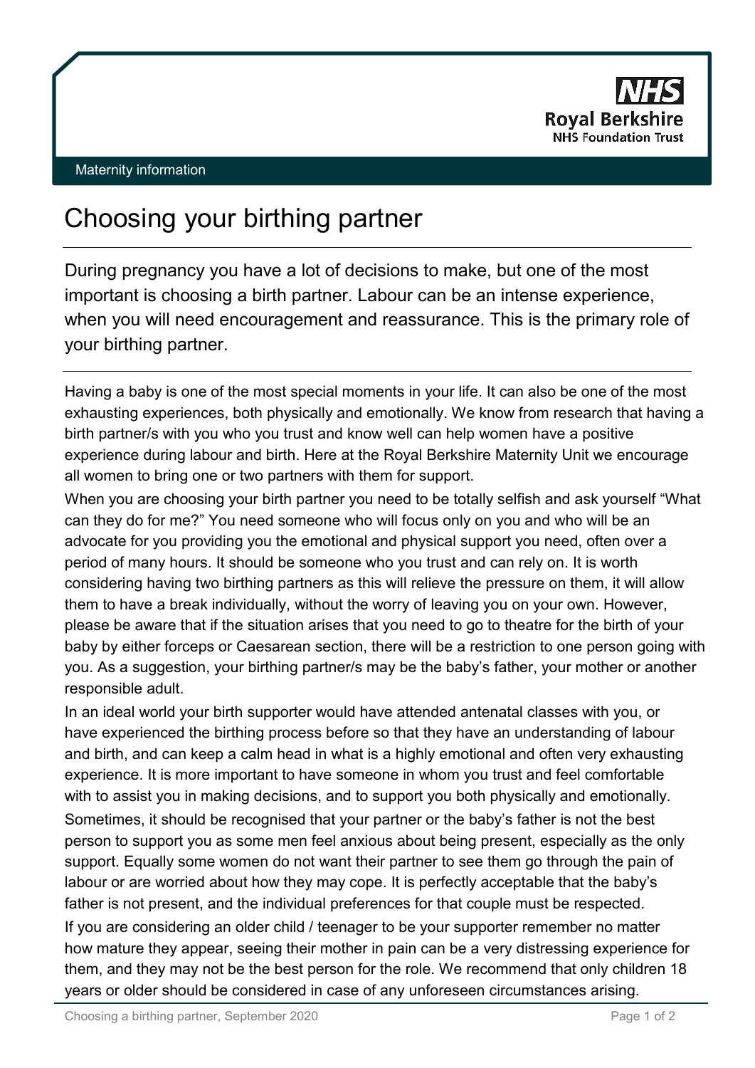Royal Berkshire NHS Foundation Trust

Maternity information

# Choosing your birthing partner

During pregnancy you have a lot of decisions to make, but one of the most important is choosing a birth partner. Labour can be an intense experience, when you will need encouragement and reassurance. This is the primary role of your birthing partner.

Having a baby is one of the most special moments in your life. It can also be one of the most exhausting experiences, both physically and emotionally. We know from research that having a birth partner/s with you who you trust and know well can help women have a positive experience during labour and birth. Here at the Royal Berkshire Maternity Unit we encourage all women to bring one or two partners with them for support.

When you are choosing your birth partner you need to be totally selfish and ask yourself "What can they do for me?" You need someone who will focus only on you and who will be an advocate for you providing you the emotional and physical support you need, often over a period of many hours. It should be someone who you trust and can rely on. It is worth considering having two birthing partners as this will relieve the pressure on them, it will allow them to have a break individually, without the worry of leaving you on your own. However, please be aware that if the situation arises that you need to go to theatre for the birth of your baby by either forceps or Caesarean section, there will be a restriction to one person going with you. As a suggestion, your birthing partner/s may be the baby's father, your mother or another responsible adult.

In an ideal world your birth supporter would have attended antenatal classes with you, or have experienced the birthing process before so that they have an understanding of labour and birth, and can keep a calm head in what is a highly emotional and often very exhausting experience. It is more important to have someone in whom you trust and feel comfortable with to assist you in making decisions, and to support you both physically and emotionally.

Sometimes, it should be recognised that your partner or the baby's father is not the best person to support you as some men feel anxious about being present, especially as the only support. Equally some women do not want their partner to see them go through the pain of labour or are worried about how they may cope. It is perfectly acceptable that the baby's father is not present, and the individual preferences for that couple must be respected.

If you are considering an older child / teenager to be your supporter remember no matter how mature they appear, seeing their mother in pain can be a very distressing experience for them, and they may not be the best person for the role. We recommend that only children 18 years or older should be considered in case of any unforeseen circumstances arising.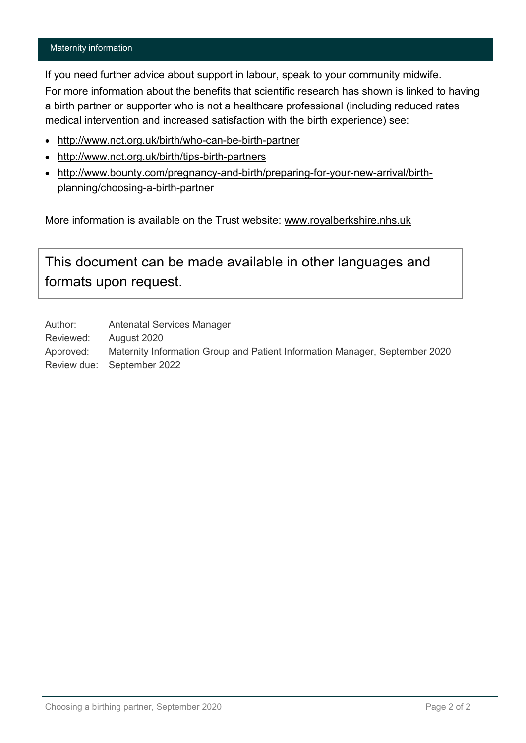If you need further advice about support in labour, speak to your community midwife.

For more information about the benefits that scientific research has shown is linked to having a birth partner or supporter who is not a healthcare professional (including reduced rates medical intervention and increased satisfaction with the birth experience) see:

- http://www.nct.org.uk/birth/who-can-be-birth-partner
- http://www.nct.org.uk/birth/tips-birth-partners
- http://www.bounty.com/pregnancy-and-birth/preparing-for-your-new-arrival/birth-planning/choosing-a-birth-partner

More information is available on the Trust website: www.royalberkshire.nhs.uk

This document can be made available in other languages and formats upon request.

Author: Antenatal Services Manager
Reviewed: August 2020
Approved: Maternity Information Group and Patient Information Manager, September 2020
Review due: September 2022